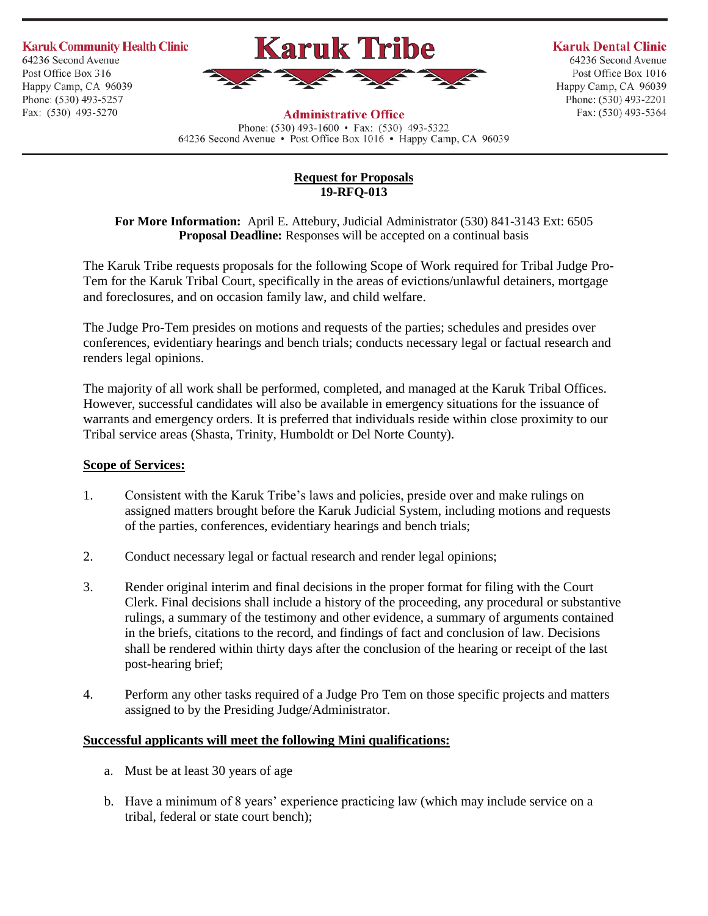Karuk Community Health Clinic
64236 Second Avenue
Post Office Box 316
Happy Camp, CA 96039
Phone: (530) 493-5257
Fax: (530) 493-5270

# Karuk Tribe

**Administrative Office**
Phone: (530) 493-1600 • Fax: (530) 493-5322
64236 Second Avenue • Post Office Box 1016 • Happy Camp, CA 96039

Karuk Dental Clinic
64236 Second Avenue
Post Office Box 1016
Happy Camp, CA 96039
Phone: (530) 493-2201
Fax: (530) 493-5364

## Request for Proposals
## 19-RFQ-013

**For More Information:** April E. Attebury, Judicial Administrator (530) 841-3143 Ext: 6505
**Proposal Deadline:** Responses will be accepted on a continual basis

The Karuk Tribe requests proposals for the following Scope of Work required for Tribal Judge Pro-Tem for the Karuk Tribal Court, specifically in the areas of evictions/unlawful detainers, mortgage and foreclosures, and on occasion family law, and child welfare.

The Judge Pro-Tem presides on motions and requests of the parties; schedules and presides over conferences, evidentiary hearings and bench trials; conducts necessary legal or factual research and renders legal opinions.

The majority of all work shall be performed, completed, and managed at the Karuk Tribal Offices. However, successful candidates will also be available in emergency situations for the issuance of warrants and emergency orders. It is preferred that individuals reside within close proximity to our Tribal service areas (Shasta, Trinity, Humboldt or Del Norte County).

**Scope of Services:**

1. Consistent with the Karuk Tribe's laws and policies, preside over and make rulings on assigned matters brought before the Karuk Judicial System, including motions and requests of the parties, conferences, evidentiary hearings and bench trials;

2. Conduct necessary legal or factual research and render legal opinions;

3. Render original interim and final decisions in the proper format for filing with the Court Clerk. Final decisions shall include a history of the proceeding, any procedural or substantive rulings, a summary of the testimony and other evidence, a summary of arguments contained in the briefs, citations to the record, and findings of fact and conclusion of law. Decisions shall be rendered within thirty days after the conclusion of the hearing or receipt of the last post-hearing brief;

4. Perform any other tasks required of a Judge Pro Tem on those specific projects and matters assigned to by the Presiding Judge/Administrator.

**Successful applicants will meet the following Mini qualifications:**

a. Must be at least 30 years of age

b. Have a minimum of 8 years' experience practicing law (which may include service on a tribal, federal or state court bench);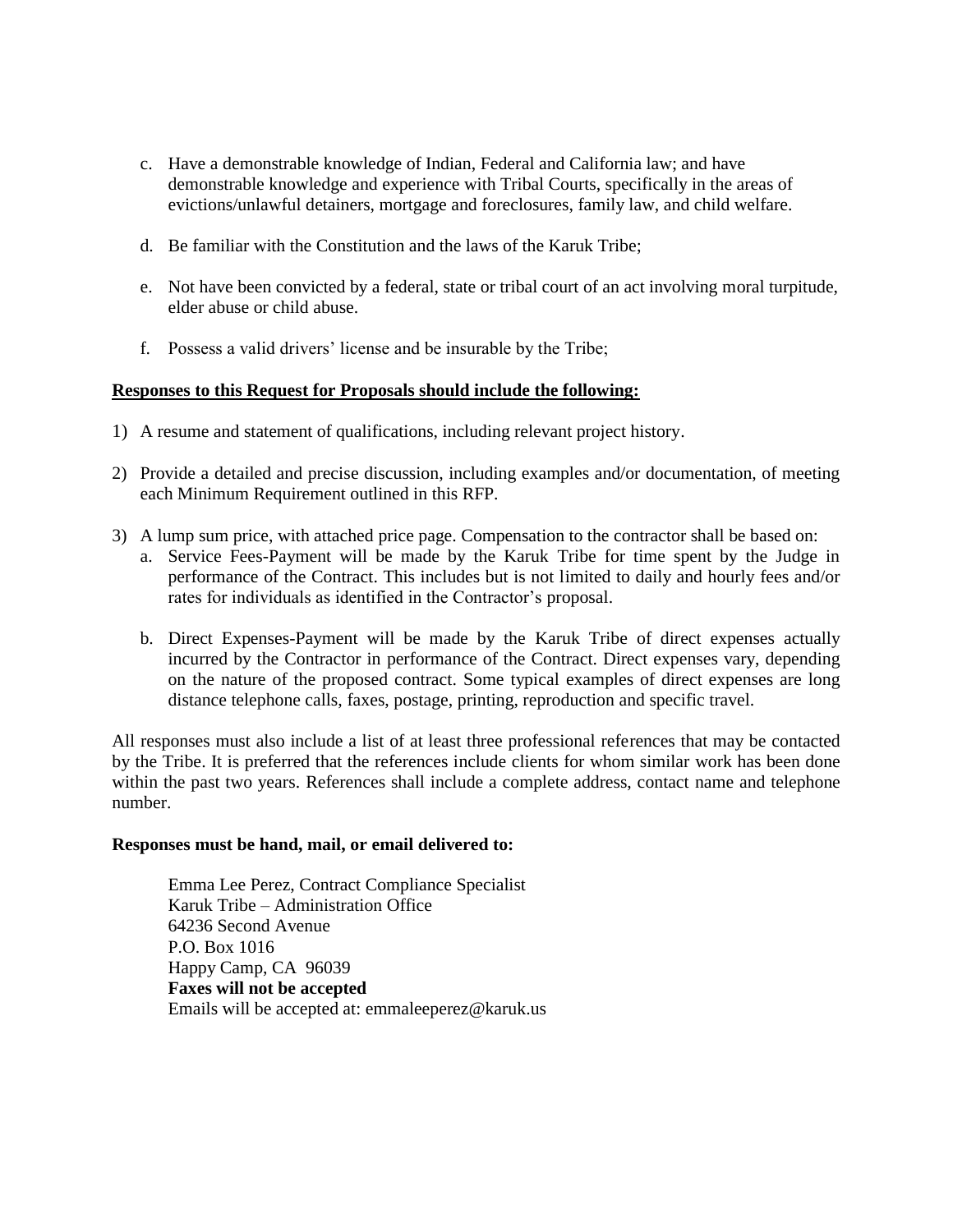c. Have a demonstrable knowledge of Indian, Federal and California law; and have demonstrable knowledge and experience with Tribal Courts, specifically in the areas of evictions/unlawful detainers, mortgage and foreclosures, family law, and child welfare.

d. Be familiar with the Constitution and the laws of the Karuk Tribe;

e. Not have been convicted by a federal, state or tribal court of an act involving moral turpitude, elder abuse or child abuse.

f. Possess a valid drivers' license and be insurable by the Tribe;

**Responses to this Request for Proposals should include the following:**

1) A resume and statement of qualifications, including relevant project history.

2) Provide a detailed and precise discussion, including examples and/or documentation, of meeting each Minimum Requirement outlined in this RFP.

3) A lump sum price, with attached price page. Compensation to the contractor shall be based on:
   a. Service Fees-Payment will be made by the Karuk Tribe for time spent by the Judge in performance of the Contract. This includes but is not limited to daily and hourly fees and/or rates for individuals as identified in the Contractor's proposal.

   b. Direct Expenses-Payment will be made by the Karuk Tribe of direct expenses actually incurred by the Contractor in performance of the Contract. Direct expenses vary, depending on the nature of the proposed contract. Some typical examples of direct expenses are long distance telephone calls, faxes, postage, printing, reproduction and specific travel.

All responses must also include a list of at least three professional references that may be contacted by the Tribe. It is preferred that the references include clients for whom similar work has been done within the past two years. References shall include a complete address, contact name and telephone number.

**Responses must be hand, mail, or email delivered to:**

Emma Lee Perez, Contract Compliance Specialist
Karuk Tribe – Administration Office
64236 Second Avenue
P.O. Box 1016
Happy Camp, CA 96039
**Faxes will not be accepted**
Emails will be accepted at: emmaleeperez@karuk.us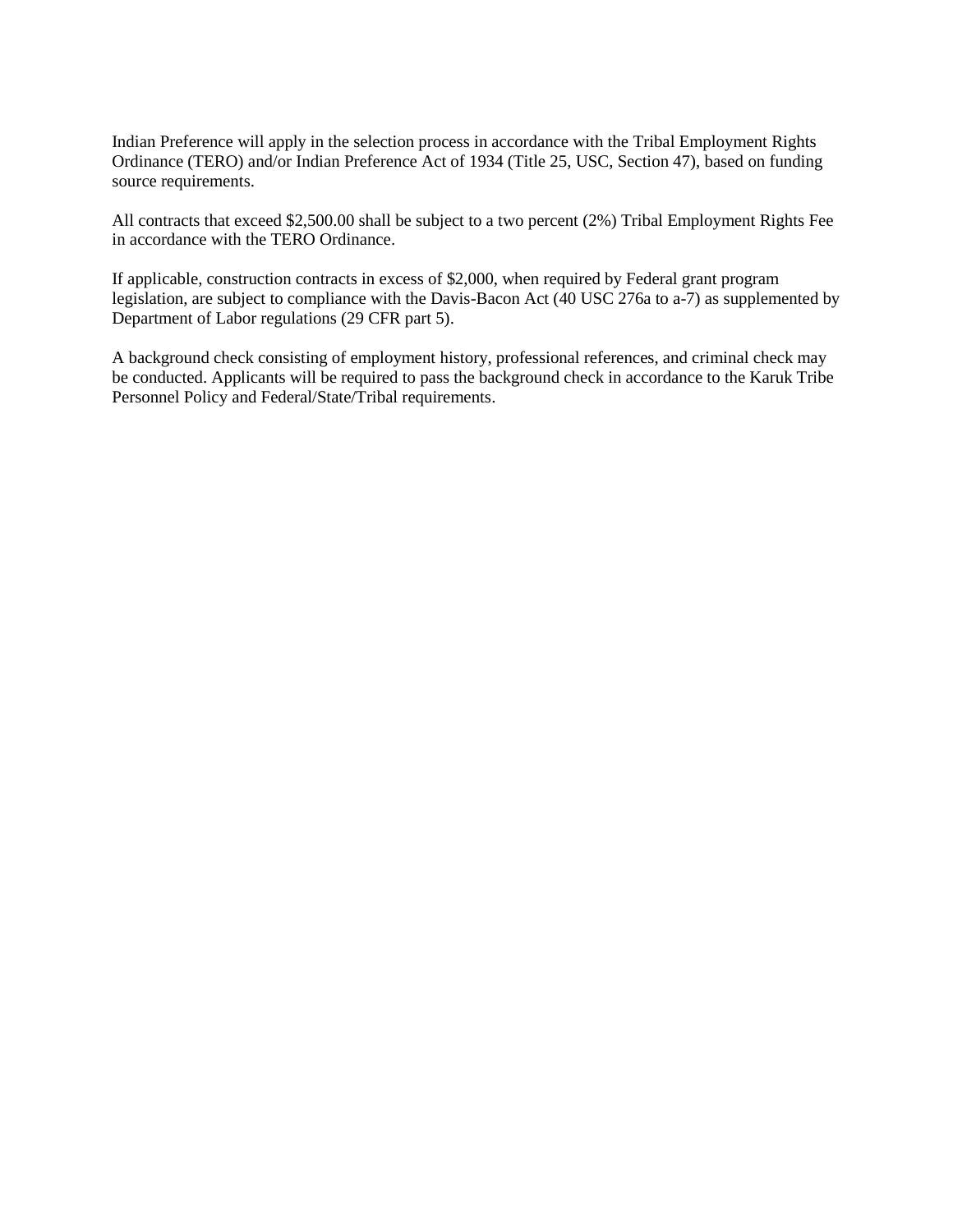Indian Preference will apply in the selection process in accordance with the Tribal Employment Rights Ordinance (TERO) and/or Indian Preference Act of 1934 (Title 25, USC, Section 47), based on funding source requirements.

All contracts that exceed $2,500.00 shall be subject to a two percent (2%) Tribal Employment Rights Fee in accordance with the TERO Ordinance.

If applicable, construction contracts in excess of $2,000, when required by Federal grant program legislation, are subject to compliance with the Davis-Bacon Act (40 USC 276a to a-7) as supplemented by Department of Labor regulations (29 CFR part 5).

A background check consisting of employment history, professional references, and criminal check may be conducted. Applicants will be required to pass the background check in accordance to the Karuk Tribe Personnel Policy and Federal/State/Tribal requirements.